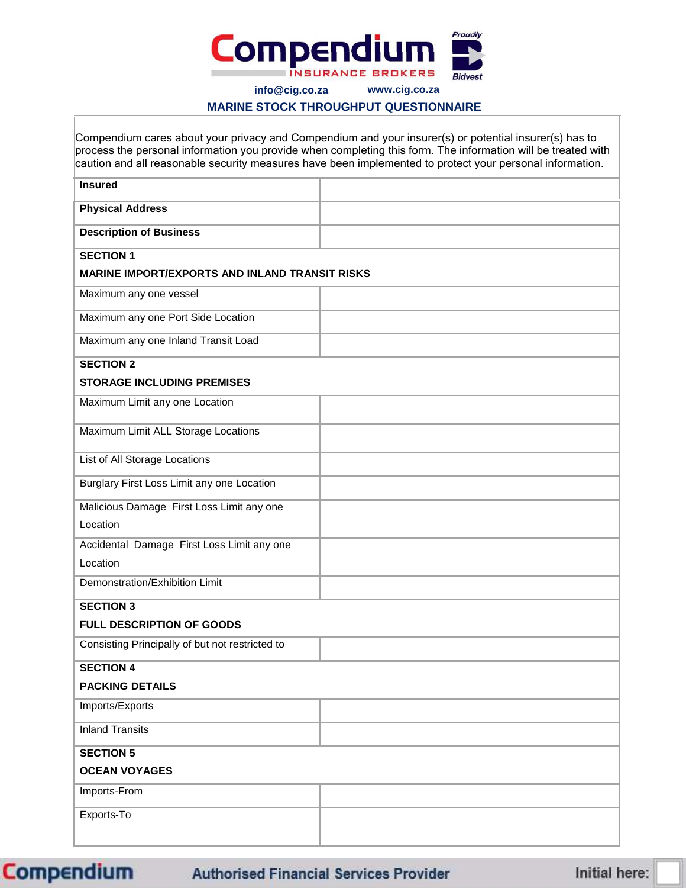Compendium INSURANCE BROKERS

Proudly Bidvest

info@cig.co.za www.cig.co.za

# MARINE STOCK THROUGHPUT QUESTIONNAIRE

Compendium cares about your privacy and Compendium and your insurer(s) or potential insurer(s) has to process the personal information you provide when completing this form. The information will be treated with caution and all reasonable security measures have been implemented to protect your personal information.

| | |
|---|---|
| **Insured** | |
| **Physical Address** | |
| **Description of Business** | |
| **SECTION 1**<br>**MARINE IMPORT/EXPORTS AND INLAND TRANSIT RISKS** | |
| Maximum any one vessel | |
| Maximum any one Port Side Location | |
| Maximum any one Inland Transit Load | |
| **SECTION 2**<br>**STORAGE INCLUDING PREMISES** | |
| Maximum Limit any one Location | |
| Maximum Limit ALL Storage Locations | |
| List of All Storage Locations | |
| Burglary First Loss Limit any one Location | |
| Malicious Damage First Loss Limit any one Location | |
| Accidental Damage First Loss Limit any one Location | |
| Demonstration/Exhibition Limit | |
| **SECTION 3**<br>**FULL DESCRIPTION OF GOODS** | |
| Consisting Principally of but not restricted to | |
| **SECTION 4**<br>**PACKING DETAILS** | |
| Imports/Exports | |
| Inland Transits | |
| **SECTION 5**<br>**OCEAN VOYAGES** | |
| Imports-From | |
| Exports-To | |

Compendium Authorised Financial Services Provider Initial here: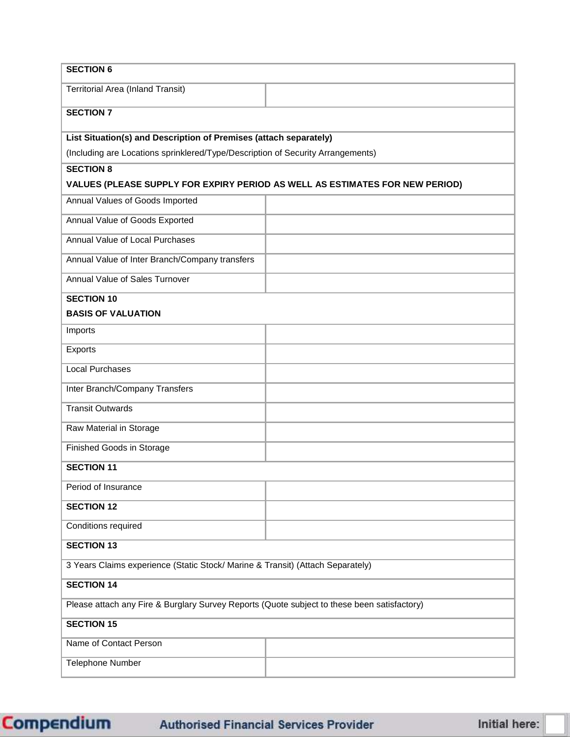| | |
|---|---|
| **SECTION 6** | |
| Territorial Area (Inland Transit) | |
| **SECTION 7** | |
| **List Situation(s) and Description of Premises (attach separately)**<br>(Including are Locations sprinklered/Type/Description of Security Arrangements) | |
| **SECTION 8**<br>**VALUES (PLEASE SUPPLY FOR EXPIRY PERIOD AS WELL AS ESTIMATES FOR NEW PERIOD)** | |
| Annual Values of Goods Imported | |
| Annual Value of Goods Exported | |
| Annual Value of Local Purchases | |
| Annual Value of Inter Branch/Company transfers | |
| Annual Value of Sales Turnover | |
| **SECTION 10**<br>**BASIS OF VALUATION** | |
| Imports | |
| Exports | |
| Local Purchases | |
| Inter Branch/Company Transfers | |
| Transit Outwards | |
| Raw Material in Storage | |
| Finished Goods in Storage | |
| **SECTION 11** | |
| Period of Insurance | |
| **SECTION 12** | |
| Conditions required | |
| **SECTION 13** | |
| 3 Years Claims experience (Static Stock/ Marine & Transit) (Attach Separately) | |
| **SECTION 14** | |
| Please attach any Fire & Burglary Survey Reports (Quote subject to these been satisfactory) | |
| **SECTION 15** | |
| Name of Contact Person | |
| Telephone Number | |